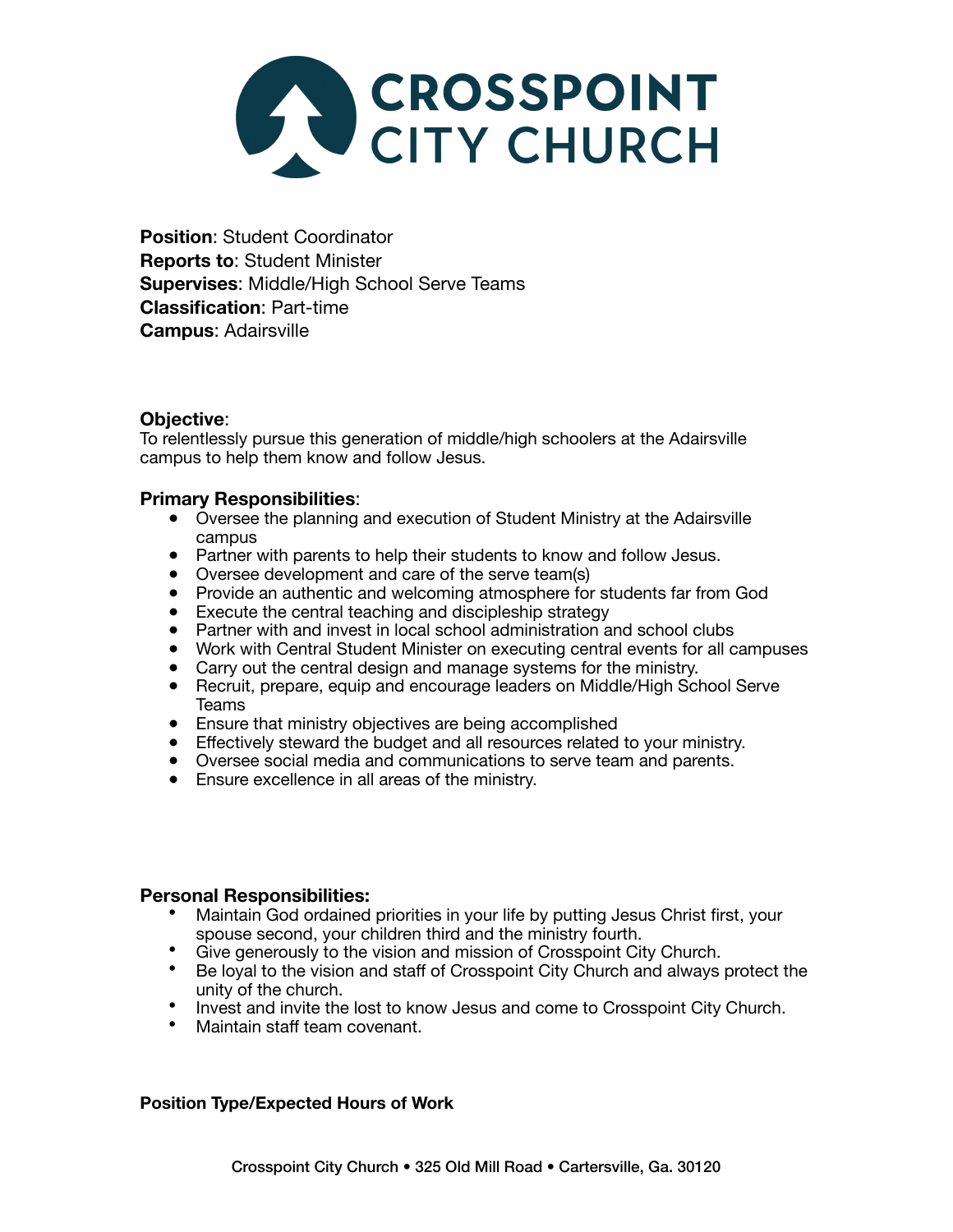# CROSSPOINT CITY CHURCH

**Position**: Student Coordinator
**Reports to**: Student Minister
**Supervises**: Middle/High School Serve Teams
**Classification**: Part-time
**Campus**: Adairsville

**Objective**:
To relentlessly pursue this generation of middle/high schoolers at the Adairsville campus to help them know and follow Jesus.

**Primary Responsibilities**:

- Oversee the planning and execution of Student Ministry at the Adairsville campus
- Partner with parents to help their students to know and follow Jesus.
- Oversee development and care of the serve team(s)
- Provide an authentic and welcoming atmosphere for students far from God
- Execute the central teaching and discipleship strategy
- Partner with and invest in local school administration and school clubs
- Work with Central Student Minister on executing central events for all campuses
- Carry out the central design and manage systems for the ministry.
- Recruit, prepare, equip and encourage leaders on Middle/High School Serve Teams
- Ensure that ministry objectives are being accomplished
- Effectively steward the budget and all resources related to your ministry.
- Oversee social media and communications to serve team and parents.
- Ensure excellence in all areas of the ministry.

**Personal Responsibilities:**

- Maintain God ordained priorities in your life by putting Jesus Christ first, your spouse second, your children third and the ministry fourth.
- Give generously to the vision and mission of Crosspoint City Church.
- Be loyal to the vision and staff of Crosspoint City Church and always protect the unity of the church.
- Invest and invite the lost to know Jesus and come to Crosspoint City Church.
- Maintain staff team covenant.

**Position Type/Expected Hours of Work**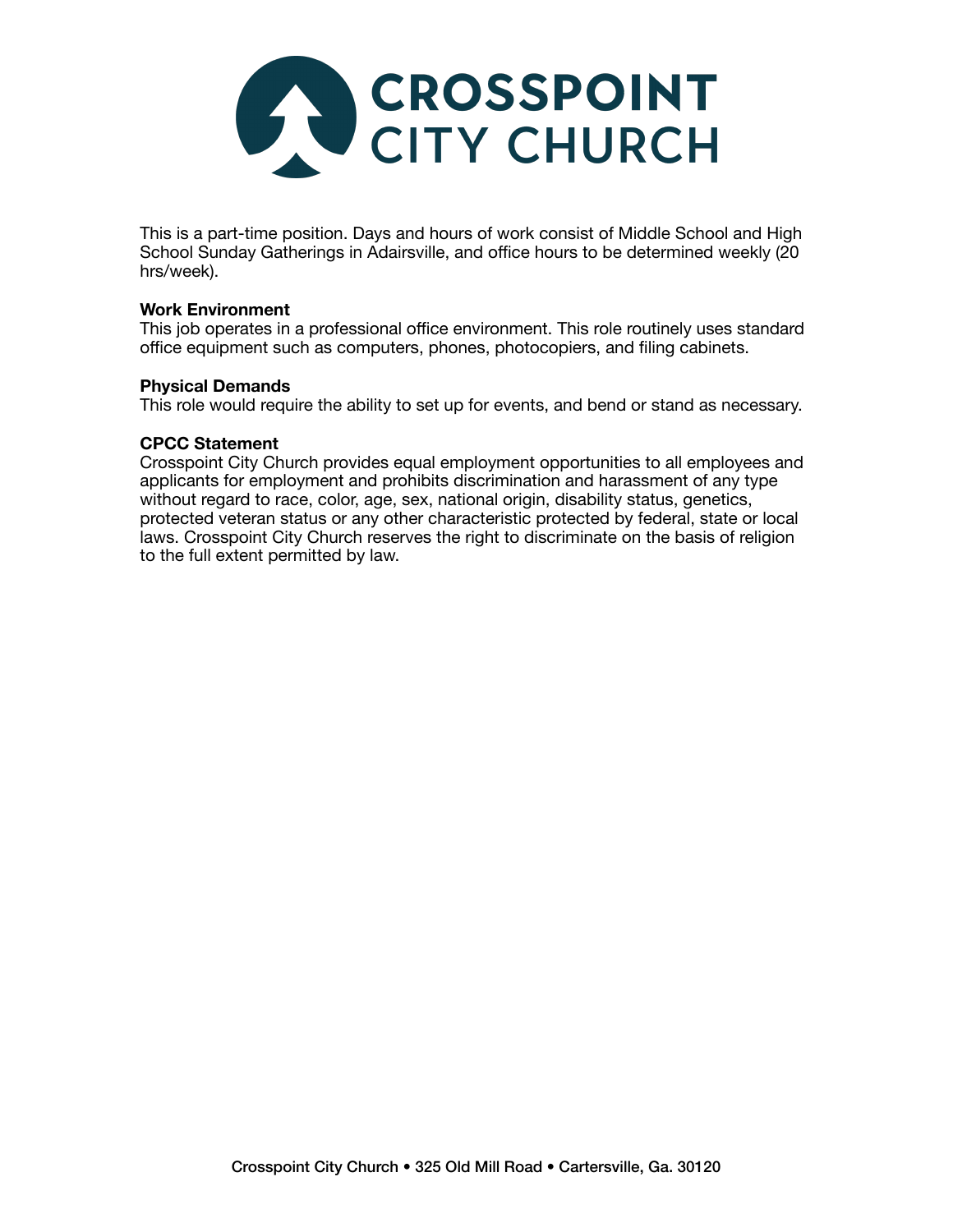This is a part-time position. Days and hours of work consist of Middle School and High School Sunday Gatherings in Adairsville, and office hours to be determined weekly (20 hrs/week).

**Work Environment**
This job operates in a professional office environment. This role routinely uses standard office equipment such as computers, phones, photocopiers, and filing cabinets.

**Physical Demands**
This role would require the ability to set up for events, and bend or stand as necessary.

**CPCC Statement**
Crosspoint City Church provides equal employment opportunities to all employees and applicants for employment and prohibits discrimination and harassment of any type without regard to race, color, age, sex, national origin, disability status, genetics, protected veteran status or any other characteristic protected by federal, state or local laws. Crosspoint City Church reserves the right to discriminate on the basis of religion to the full extent permitted by law.